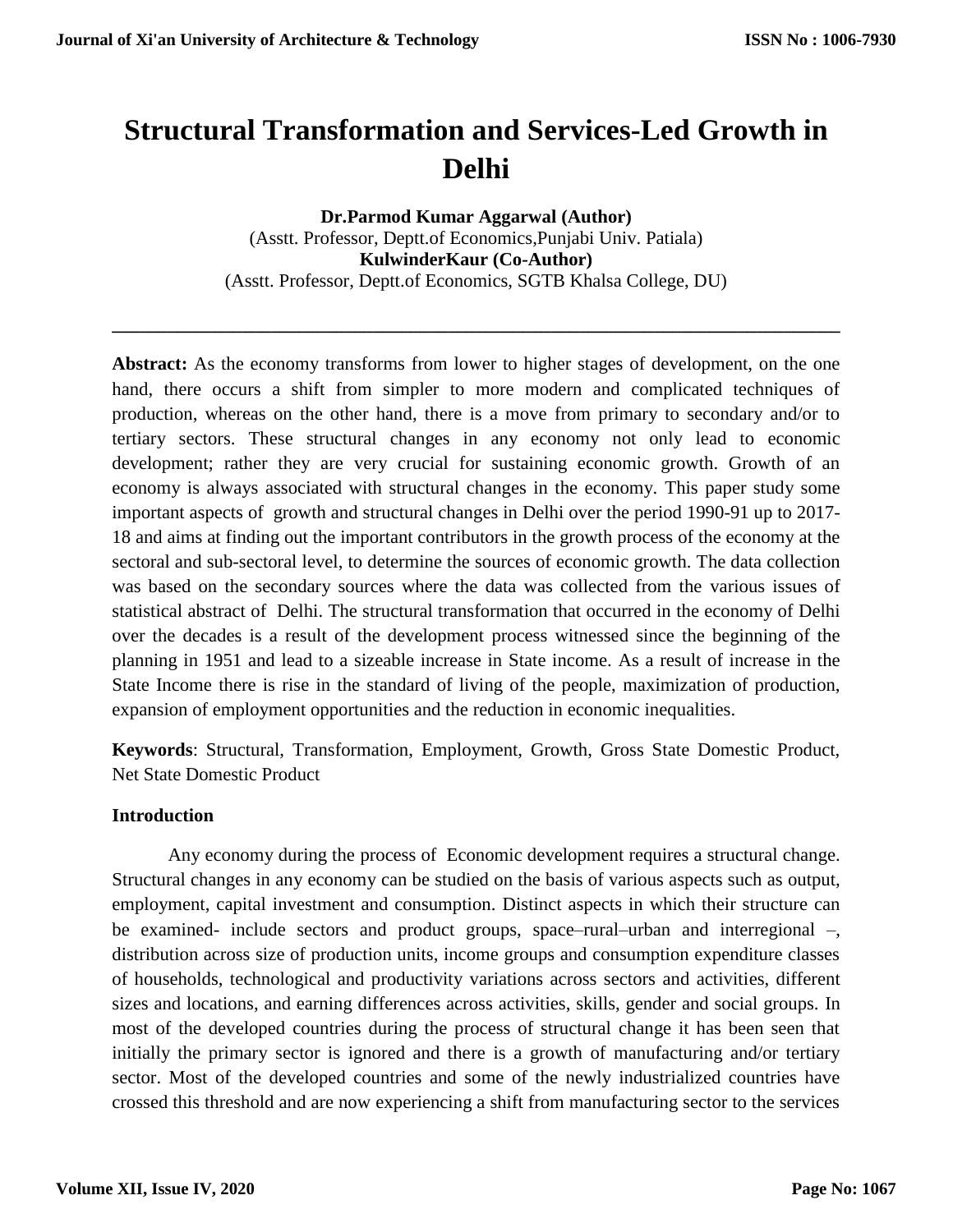# Structural Transformation and Services-Led Growth in Delhi

**Dr.Parmod Kumar Aggarwal (Author)**
(Asstt. Professor, Deptt.of Economics,Punjabi Univ. Patiala)
**KulwinderKaur (Co-Author)**
(Asstt. Professor, Deptt.of Economics, SGTB Khalsa College, DU)

---

**Abstract:** As the economy transforms from lower to higher stages of development, on the one hand, there occurs a shift from simpler to more modern and complicated techniques of production, whereas on the other hand, there is a move from primary to secondary and/or to tertiary sectors. These structural changes in any economy not only lead to economic development; rather they are very crucial for sustaining economic growth. Growth of an economy is always associated with structural changes in the economy. This paper study some important aspects of growth and structural changes in Delhi over the period 1990-91 up to 2017-18 and aims at finding out the important contributors in the growth process of the economy at the sectoral and sub-sectoral level, to determine the sources of economic growth. The data collection was based on the secondary sources where the data was collected from the various issues of statistical abstract of Delhi. The structural transformation that occurred in the economy of Delhi over the decades is a result of the development process witnessed since the beginning of the planning in 1951 and lead to a sizeable increase in State income. As a result of increase in the State Income there is rise in the standard of living of the people, maximization of production, expansion of employment opportunities and the reduction in economic inequalities.

**Keywords**: Structural, Transformation, Employment, Growth, Gross State Domestic Product, Net State Domestic Product

## Introduction

Any economy during the process of Economic development requires a structural change. Structural changes in any economy can be studied on the basis of various aspects such as output, employment, capital investment and consumption. Distinct aspects in which their structure can be examined- include sectors and product groups, space–rural–urban and interregional –, distribution across size of production units, income groups and consumption expenditure classes of households, technological and productivity variations across sectors and activities, different sizes and locations, and earning differences across activities, skills, gender and social groups. In most of the developed countries during the process of structural change it has been seen that initially the primary sector is ignored and there is a growth of manufacturing and/or tertiary sector. Most of the developed countries and some of the newly industrialized countries have crossed this threshold and are now experiencing a shift from manufacturing sector to the services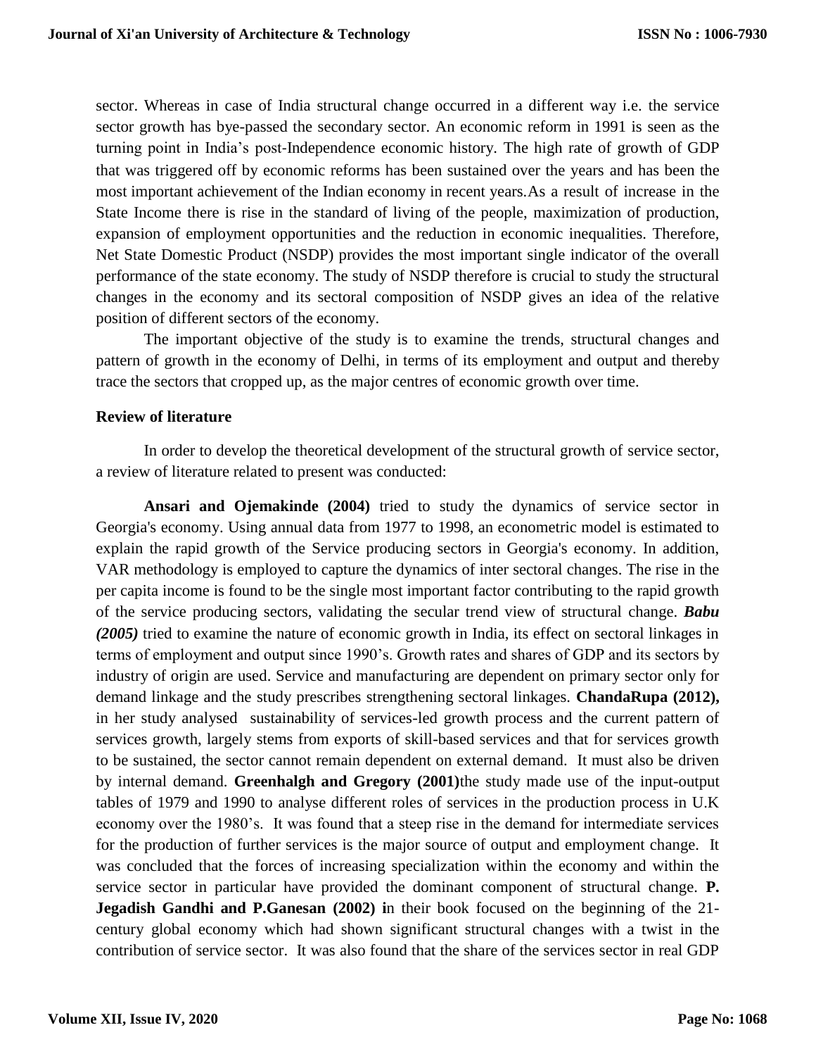sector. Whereas in case of India structural change occurred in a different way i.e. the service sector growth has bye-passed the secondary sector. An economic reform in 1991 is seen as the turning point in India's post-Independence economic history. The high rate of growth of GDP that was triggered off by economic reforms has been sustained over the years and has been the most important achievement of the Indian economy in recent years.As a result of increase in the State Income there is rise in the standard of living of the people, maximization of production, expansion of employment opportunities and the reduction in economic inequalities. Therefore, Net State Domestic Product (NSDP) provides the most important single indicator of the overall performance of the state economy. The study of NSDP therefore is crucial to study the structural changes in the economy and its sectoral composition of NSDP gives an idea of the relative position of different sectors of the economy.

The important objective of the study is to examine the trends, structural changes and pattern of growth in the economy of Delhi, in terms of its employment and output and thereby trace the sectors that cropped up, as the major centres of economic growth over time.

**Review of literature**

In order to develop the theoretical development of the structural growth of service sector, a review of literature related to present was conducted:

**Ansari and Ojemakinde (2004)** tried to study the dynamics of service sector in Georgia's economy. Using annual data from 1977 to 1998, an econometric model is estimated to explain the rapid growth of the Service producing sectors in Georgia's economy. In addition, VAR methodology is employed to capture the dynamics of inter sectoral changes. The rise in the per capita income is found to be the single most important factor contributing to the rapid growth of the service producing sectors, validating the secular trend view of structural change. ***Babu (2005)*** tried to examine the nature of economic growth in India, its effect on sectoral linkages in terms of employment and output since 1990's. Growth rates and shares of GDP and its sectors by industry of origin are used. Service and manufacturing are dependent on primary sector only for demand linkage and the study prescribes strengthening sectoral linkages. **ChandaRupa (2012),** in her study analysed sustainability of services-led growth process and the current pattern of services growth, largely stems from exports of skill-based services and that for services growth to be sustained, the sector cannot remain dependent on external demand. It must also be driven by internal demand. **Greenhalgh and Gregory (2001)**the study made use of the input-output tables of 1979 and 1990 to analyse different roles of services in the production process in U.K economy over the 1980's. It was found that a steep rise in the demand for intermediate services for the production of further services is the major source of output and employment change. It was concluded that the forces of increasing specialization within the economy and within the service sector in particular have provided the dominant component of structural change. **P. Jegadish Gandhi and P.Ganesan (2002) i**n their book focused on the beginning of the 21-century global economy which had shown significant structural changes with a twist in the contribution of service sector. It was also found that the share of the services sector in real GDP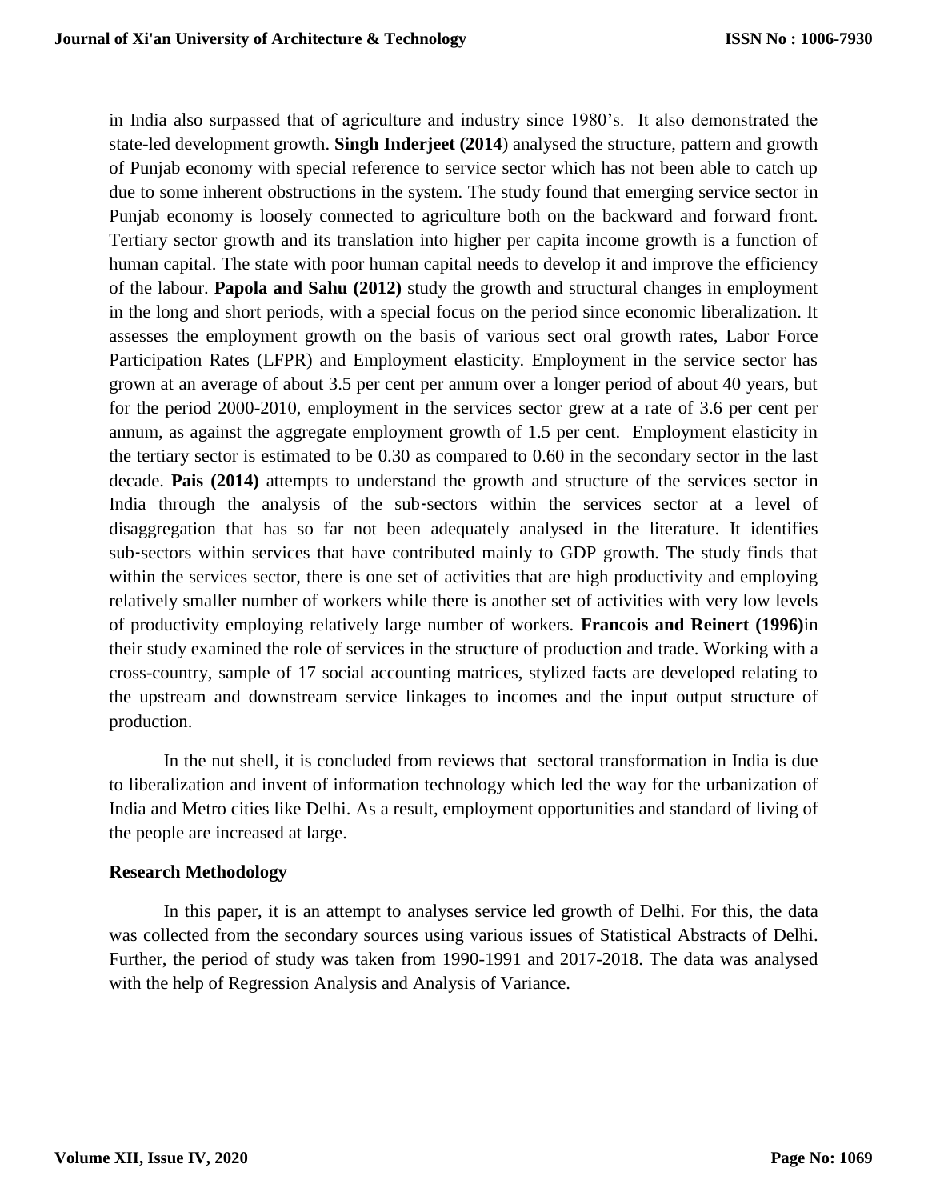in India also surpassed that of agriculture and industry since 1980's. It also demonstrated the state-led development growth. **Singh Inderjeet (2014**) analysed the structure, pattern and growth of Punjab economy with special reference to service sector which has not been able to catch up due to some inherent obstructions in the system. The study found that emerging service sector in Punjab economy is loosely connected to agriculture both on the backward and forward front. Tertiary sector growth and its translation into higher per capita income growth is a function of human capital. The state with poor human capital needs to develop it and improve the efficiency of the labour. **Papola and Sahu (2012)** study the growth and structural changes in employment in the long and short periods, with a special focus on the period since economic liberalization. It assesses the employment growth on the basis of various sect oral growth rates, Labor Force Participation Rates (LFPR) and Employment elasticity. Employment in the service sector has grown at an average of about 3.5 per cent per annum over a longer period of about 40 years, but for the period 2000-2010, employment in the services sector grew at a rate of 3.6 per cent per annum, as against the aggregate employment growth of 1.5 per cent. Employment elasticity in the tertiary sector is estimated to be 0.30 as compared to 0.60 in the secondary sector in the last decade. **Pais (2014)** attempts to understand the growth and structure of the services sector in India through the analysis of the sub‐sectors within the services sector at a level of disaggregation that has so far not been adequately analysed in the literature. It identifies sub‐sectors within services that have contributed mainly to GDP growth. The study finds that within the services sector, there is one set of activities that are high productivity and employing relatively smaller number of workers while there is another set of activities with very low levels of productivity employing relatively large number of workers. **Francois and Reinert (1996)**in their study examined the role of services in the structure of production and trade. Working with a cross-country, sample of 17 social accounting matrices, stylized facts are developed relating to the upstream and downstream service linkages to incomes and the input output structure of production.

In the nut shell, it is concluded from reviews that sectoral transformation in India is due to liberalization and invent of information technology which led the way for the urbanization of India and Metro cities like Delhi. As a result, employment opportunities and standard of living of the people are increased at large.

**Research Methodology**

In this paper, it is an attempt to analyses service led growth of Delhi. For this, the data was collected from the secondary sources using various issues of Statistical Abstracts of Delhi. Further, the period of study was taken from 1990-1991 and 2017-2018. The data was analysed with the help of Regression Analysis and Analysis of Variance.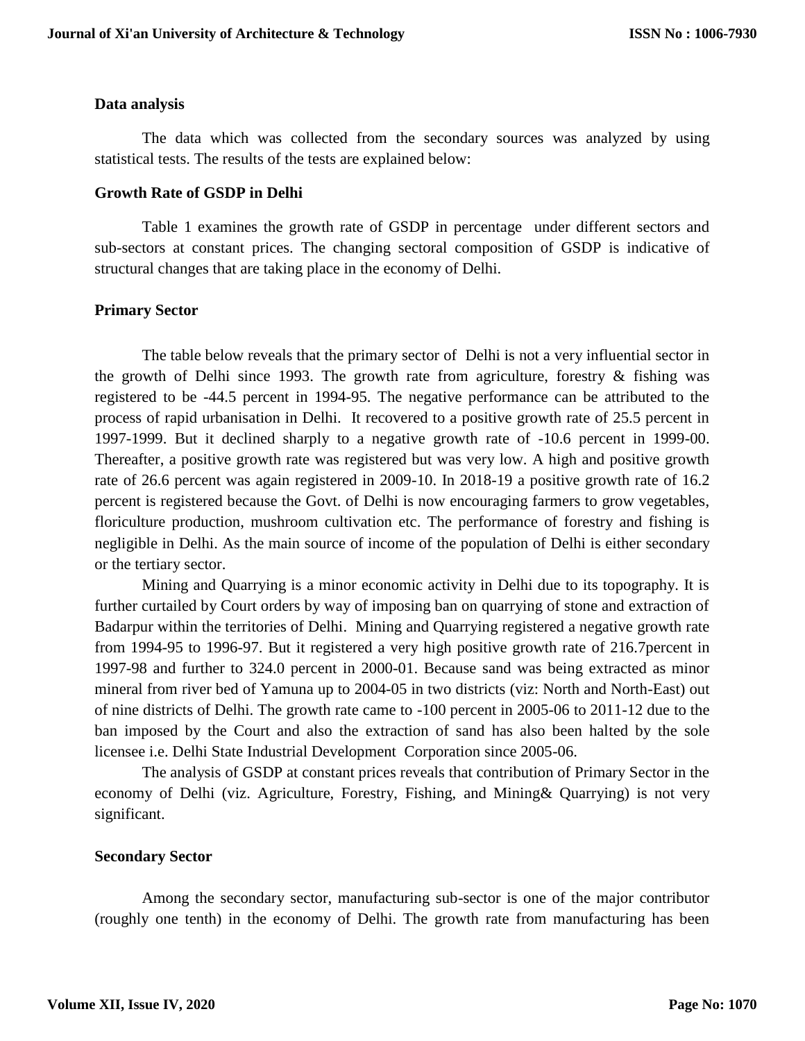### Data analysis

The data which was collected from the secondary sources was analyzed by using statistical tests. The results of the tests are explained below:

### Growth Rate of GSDP in Delhi

Table 1 examines the growth rate of GSDP in percentage under different sectors and sub-sectors at constant prices. The changing sectoral composition of GSDP is indicative of structural changes that are taking place in the economy of Delhi.

### Primary Sector

The table below reveals that the primary sector of Delhi is not a very influential sector in the growth of Delhi since 1993. The growth rate from agriculture, forestry & fishing was registered to be -44.5 percent in 1994-95. The negative performance can be attributed to the process of rapid urbanisation in Delhi. It recovered to a positive growth rate of 25.5 percent in 1997-1999. But it declined sharply to a negative growth rate of -10.6 percent in 1999-00. Thereafter, a positive growth rate was registered but was very low. A high and positive growth rate of 26.6 percent was again registered in 2009-10. In 2018-19 a positive growth rate of 16.2 percent is registered because the Govt. of Delhi is now encouraging farmers to grow vegetables, floriculture production, mushroom cultivation etc. The performance of forestry and fishing is negligible in Delhi. As the main source of income of the population of Delhi is either secondary or the tertiary sector.

Mining and Quarrying is a minor economic activity in Delhi due to its topography. It is further curtailed by Court orders by way of imposing ban on quarrying of stone and extraction of Badarpur within the territories of Delhi. Mining and Quarrying registered a negative growth rate from 1994-95 to 1996-97. But it registered a very high positive growth rate of 216.7percent in 1997-98 and further to 324.0 percent in 2000-01. Because sand was being extracted as minor mineral from river bed of Yamuna up to 2004-05 in two districts (viz: North and North-East) out of nine districts of Delhi. The growth rate came to -100 percent in 2005-06 to 2011-12 due to the ban imposed by the Court and also the extraction of sand has also been halted by the sole licensee i.e. Delhi State Industrial Development Corporation since 2005-06.

The analysis of GSDP at constant prices reveals that contribution of Primary Sector in the economy of Delhi (viz. Agriculture, Forestry, Fishing, and Mining& Quarrying) is not very significant.

### Secondary Sector

Among the secondary sector, manufacturing sub-sector is one of the major contributor (roughly one tenth) in the economy of Delhi. The growth rate from manufacturing has been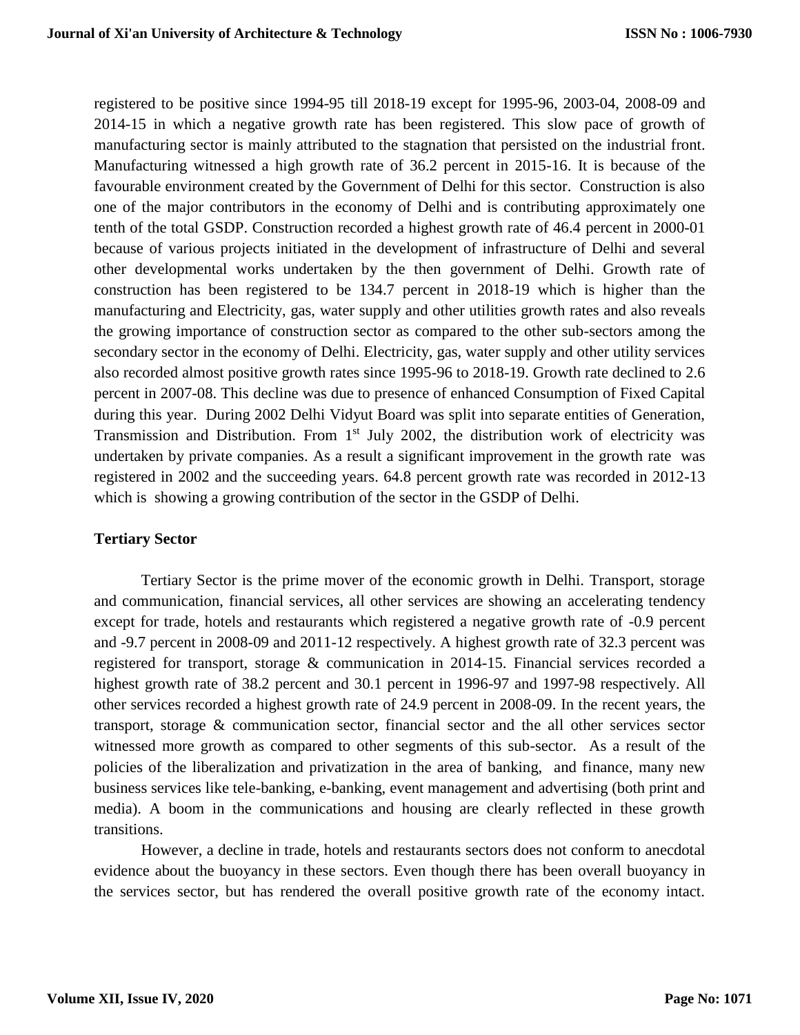registered to be positive since 1994-95 till 2018-19 except for 1995-96, 2003-04, 2008-09 and 2014-15 in which a negative growth rate has been registered. This slow pace of growth of manufacturing sector is mainly attributed to the stagnation that persisted on the industrial front. Manufacturing witnessed a high growth rate of 36.2 percent in 2015-16. It is because of the favourable environment created by the Government of Delhi for this sector. Construction is also one of the major contributors in the economy of Delhi and is contributing approximately one tenth of the total GSDP. Construction recorded a highest growth rate of 46.4 percent in 2000-01 because of various projects initiated in the development of infrastructure of Delhi and several other developmental works undertaken by the then government of Delhi. Growth rate of construction has been registered to be 134.7 percent in 2018-19 which is higher than the manufacturing and Electricity, gas, water supply and other utilities growth rates and also reveals the growing importance of construction sector as compared to the other sub-sectors among the secondary sector in the economy of Delhi. Electricity, gas, water supply and other utility services also recorded almost positive growth rates since 1995-96 to 2018-19. Growth rate declined to 2.6 percent in 2007-08. This decline was due to presence of enhanced Consumption of Fixed Capital during this year. During 2002 Delhi Vidyut Board was split into separate entities of Generation, Transmission and Distribution. From 1st July 2002, the distribution work of electricity was undertaken by private companies. As a result a significant improvement in the growth rate was registered in 2002 and the succeeding years. 64.8 percent growth rate was recorded in 2012-13 which is showing a growing contribution of the sector in the GSDP of Delhi.

**Tertiary Sector**

Tertiary Sector is the prime mover of the economic growth in Delhi. Transport, storage and communication, financial services, all other services are showing an accelerating tendency except for trade, hotels and restaurants which registered a negative growth rate of -0.9 percent and -9.7 percent in 2008-09 and 2011-12 respectively. A highest growth rate of 32.3 percent was registered for transport, storage & communication in 2014-15. Financial services recorded a highest growth rate of 38.2 percent and 30.1 percent in 1996-97 and 1997-98 respectively. All other services recorded a highest growth rate of 24.9 percent in 2008-09. In the recent years, the transport, storage & communication sector, financial sector and the all other services sector witnessed more growth as compared to other segments of this sub-sector. As a result of the policies of the liberalization and privatization in the area of banking, and finance, many new business services like tele-banking, e-banking, event management and advertising (both print and media). A boom in the communications and housing are clearly reflected in these growth transitions.

However, a decline in trade, hotels and restaurants sectors does not conform to anecdotal evidence about the buoyancy in these sectors. Even though there has been overall buoyancy in the services sector, but has rendered the overall positive growth rate of the economy intact.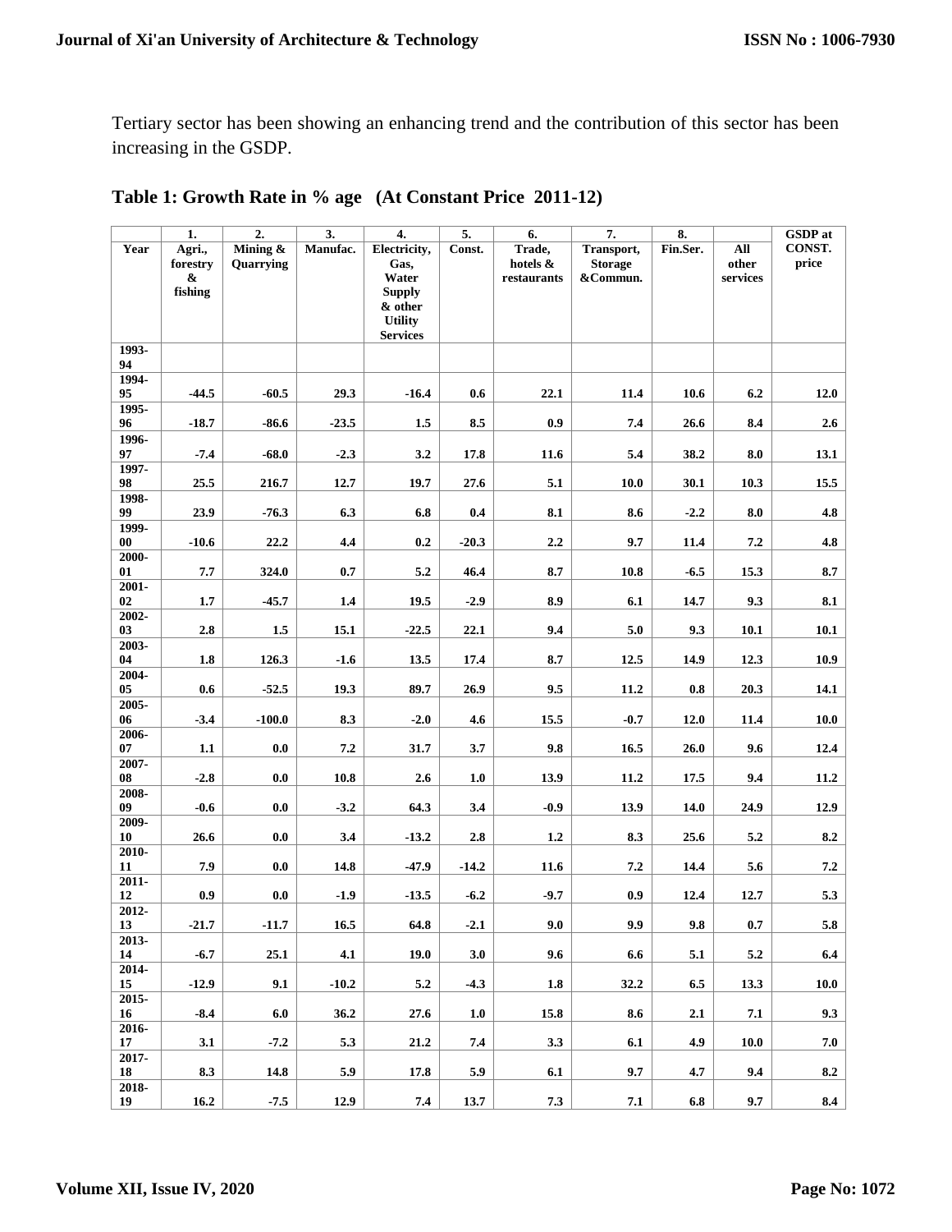Tertiary sector has been showing an enhancing trend and the contribution of this sector has been increasing in the GSDP.

**Table 1: Growth Rate in % age (At Constant Price 2011-12)**

| | 1. | 2. | 3. | 4. | 5. | 6. | 7. | 8. | | GSDP at CONST. price |
|---|---|---|---|---|---|---|---|---|---|---|
| Year | Agri., forestry & fishing | Mining & Quarrying | Manufac. | Electricity, Gas, Water Supply & other Utility Services | Const. | Trade, hotels & restaurants | Transport, Storage &Commun. | Fin.Ser. | All other services | |
| 1993-94 | | | | | | | | | | |
| 1994-95 | -44.5 | -60.5 | 29.3 | -16.4 | 0.6 | 22.1 | 11.4 | 10.6 | 6.2 | 12.0 |
| 1995-96 | -18.7 | -86.6 | -23.5 | 1.5 | 8.5 | 0.9 | 7.4 | 26.6 | 8.4 | 2.6 |
| 1996-97 | -7.4 | -68.0 | -2.3 | 3.2 | 17.8 | 11.6 | 5.4 | 38.2 | 8.0 | 13.1 |
| 1997-98 | 25.5 | 216.7 | 12.7 | 19.7 | 27.6 | 5.1 | 10.0 | 30.1 | 10.3 | 15.5 |
| 1998-99 | 23.9 | -76.3 | 6.3 | 6.8 | 0.4 | 8.1 | 8.6 | -2.2 | 8.0 | 4.8 |
| 1999-00 | -10.6 | 22.2 | 4.4 | 0.2 | -20.3 | 2.2 | 9.7 | 11.4 | 7.2 | 4.8 |
| 2000-01 | 7.7 | 324.0 | 0.7 | 5.2 | 46.4 | 8.7 | 10.8 | -6.5 | 15.3 | 8.7 |
| 2001-02 | 1.7 | -45.7 | 1.4 | 19.5 | -2.9 | 8.9 | 6.1 | 14.7 | 9.3 | 8.1 |
| 2002-03 | 2.8 | 1.5 | 15.1 | -22.5 | 22.1 | 9.4 | 5.0 | 9.3 | 10.1 | 10.1 |
| 2003-04 | 1.8 | 126.3 | -1.6 | 13.5 | 17.4 | 8.7 | 12.5 | 14.9 | 12.3 | 10.9 |
| 2004-05 | 0.6 | -52.5 | 19.3 | 89.7 | 26.9 | 9.5 | 11.2 | 0.8 | 20.3 | 14.1 |
| 2005-06 | -3.4 | -100.0 | 8.3 | -2.0 | 4.6 | 15.5 | -0.7 | 12.0 | 11.4 | 10.0 |
| 2006-07 | 1.1 | 0.0 | 7.2 | 31.7 | 3.7 | 9.8 | 16.5 | 26.0 | 9.6 | 12.4 |
| 2007-08 | -2.8 | 0.0 | 10.8 | 2.6 | 1.0 | 13.9 | 11.2 | 17.5 | 9.4 | 11.2 |
| 2008-09 | -0.6 | 0.0 | -3.2 | 64.3 | 3.4 | -0.9 | 13.9 | 14.0 | 24.9 | 12.9 |
| 2009-10 | 26.6 | 0.0 | 3.4 | -13.2 | 2.8 | 1.2 | 8.3 | 25.6 | 5.2 | 8.2 |
| 2010-11 | 7.9 | 0.0 | 14.8 | -47.9 | -14.2 | 11.6 | 7.2 | 14.4 | 5.6 | 7.2 |
| 2011-12 | 0.9 | 0.0 | -1.9 | -13.5 | -6.2 | -9.7 | 0.9 | 12.4 | 12.7 | 5.3 |
| 2012-13 | -21.7 | -11.7 | 16.5 | 64.8 | -2.1 | 9.0 | 9.9 | 9.8 | 0.7 | 5.8 |
| 2013-14 | -6.7 | 25.1 | 4.1 | 19.0 | 3.0 | 9.6 | 6.6 | 5.1 | 5.2 | 6.4 |
| 2014-15 | -12.9 | 9.1 | -10.2 | 5.2 | -4.3 | 1.8 | 32.2 | 6.5 | 13.3 | 10.0 |
| 2015-16 | -8.4 | 6.0 | 36.2 | 27.6 | 1.0 | 15.8 | 8.6 | 2.1 | 7.1 | 9.3 |
| 2016-17 | 3.1 | -7.2 | 5.3 | 21.2 | 7.4 | 3.3 | 6.1 | 4.9 | 10.0 | 7.0 |
| 2017-18 | 8.3 | 14.8 | 5.9 | 17.8 | 5.9 | 6.1 | 9.7 | 4.7 | 9.4 | 8.2 |
| 2018-19 | 16.2 | -7.5 | 12.9 | 7.4 | 13.7 | 7.3 | 7.1 | 6.8 | 9.7 | 8.4 |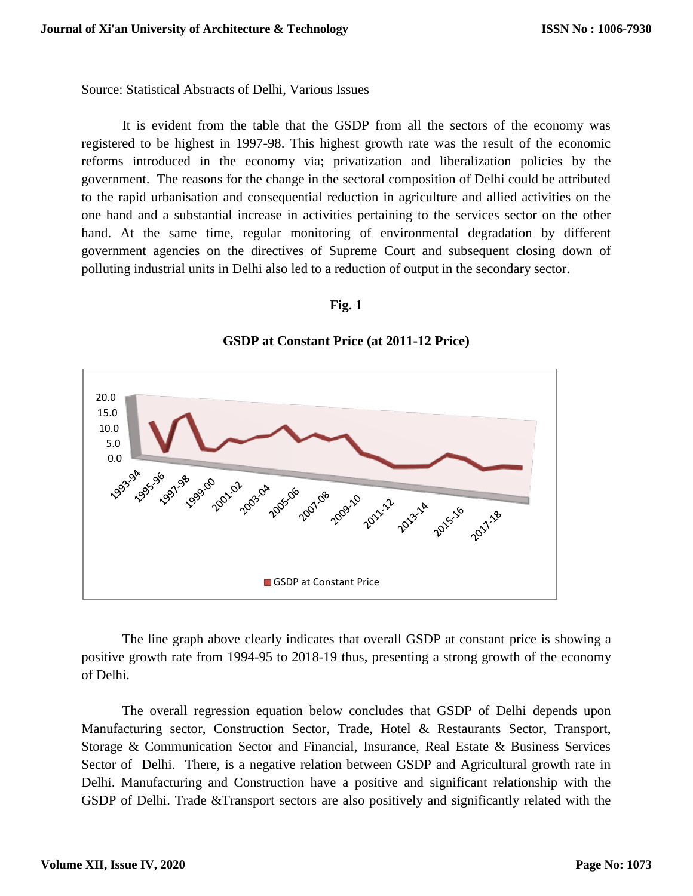Source: Statistical Abstracts of Delhi, Various Issues

It is evident from the table that the GSDP from all the sectors of the economy was registered to be highest in 1997-98. This highest growth rate was the result of the economic reforms introduced in the economy via; privatization and liberalization policies by the government. The reasons for the change in the sectoral composition of Delhi could be attributed to the rapid urbanisation and consequential reduction in agriculture and allied activities on the one hand and a substantial increase in activities pertaining to the services sector on the other hand. At the same time, regular monitoring of environmental degradation by different government agencies on the directives of Supreme Court and subsequent closing down of polluting industrial units in Delhi also led to a reduction of output in the secondary sector.

**Fig. 1**

**GSDP at Constant Price (at 2011-12 Price)**

The line graph above clearly indicates that overall GSDP at constant price is showing a positive growth rate from 1994-95 to 2018-19 thus, presenting a strong growth of the economy of Delhi.

The overall regression equation below concludes that GSDP of Delhi depends upon Manufacturing sector, Construction Sector, Trade, Hotel & Restaurants Sector, Transport, Storage & Communication Sector and Financial, Insurance, Real Estate & Business Services Sector of Delhi. There, is a negative relation between GSDP and Agricultural growth rate in Delhi. Manufacturing and Construction have a positive and significant relationship with the GSDP of Delhi. Trade &Transport sectors are also positively and significantly related with the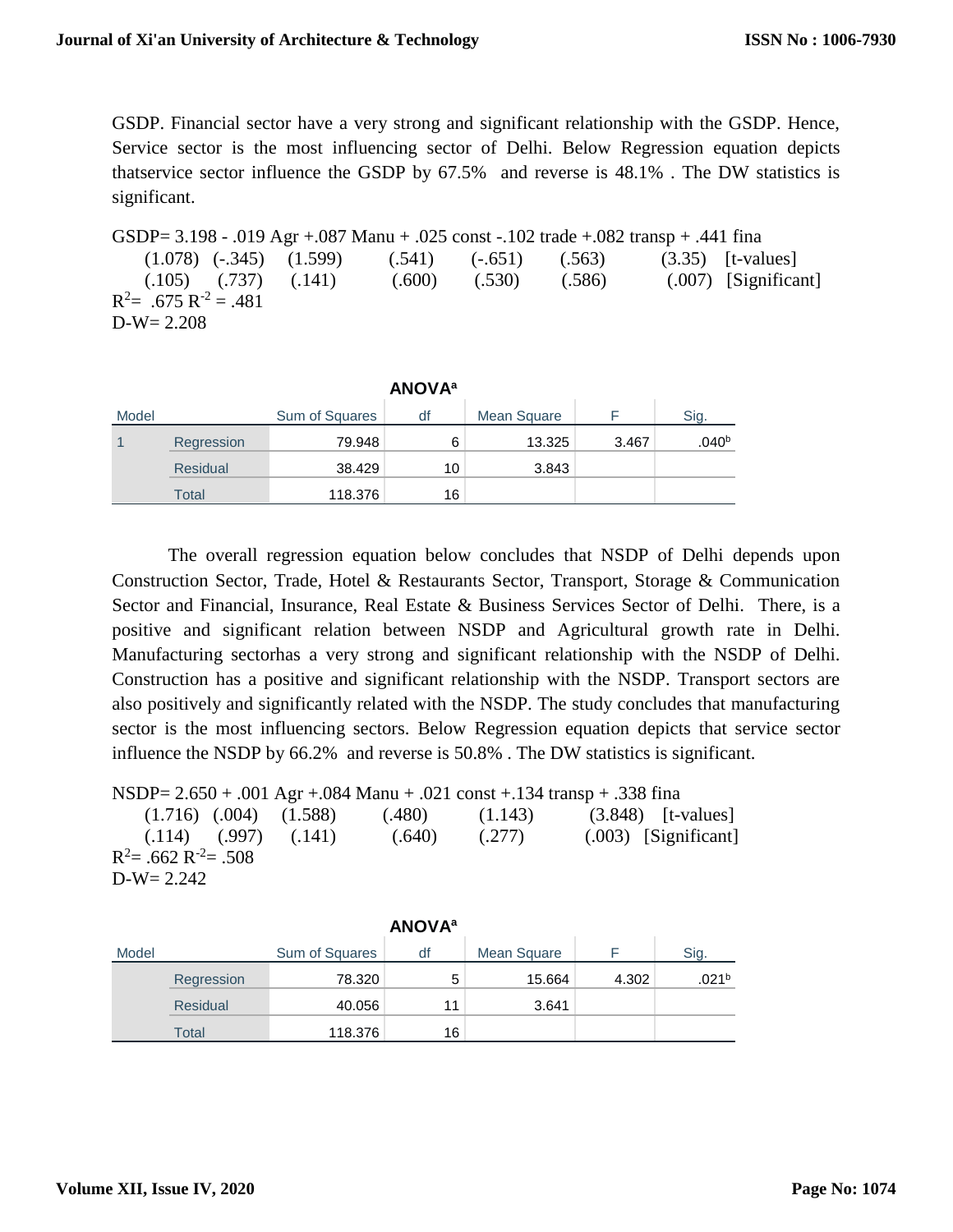GSDP. Financial sector have a very strong and significant relationship with the GSDP. Hence, Service sector is the most influencing sector of Delhi. Below Regression equation depicts thatservice sector influence the GSDP by 67.5% and reverse is 48.1% . The DW statistics is significant.

GSDP= 3.198 - .019 Agr +.087 Manu + .025 const -.102 trade +.082 transp + .441 fina
(1.078) (-.345) (1.599) (.541) (-.651) (.563) (3.35) [t-values]
(.105) (.737) (.141) (.600) (.530) (.586) (.007) [Significant]
$R^2$= .675 $R^{-2}$ = .481
D-W= 2.208

**ANOVA[a]**

| Model | | Sum of Squares | df | Mean Square | F | Sig. |
|---|---|---|---|---|---|---|
| 1 | Regression | 79.948 | 6 | 13.325 | 3.467 | .040[b] |
| | Residual | 38.429 | 10 | 3.843 | | |
| | Total | 118.376 | 16 | | | |

The overall regression equation below concludes that NSDP of Delhi depends upon Construction Sector, Trade, Hotel & Restaurants Sector, Transport, Storage & Communication Sector and Financial, Insurance, Real Estate & Business Services Sector of Delhi. There, is a positive and significant relation between NSDP and Agricultural growth rate in Delhi. Manufacturing sectorhas a very strong and significant relationship with the NSDP of Delhi. Construction has a positive and significant relationship with the NSDP. Transport sectors are also positively and significantly related with the NSDP. The study concludes that manufacturing sector is the most influencing sectors. Below Regression equation depicts that service sector influence the NSDP by 66.2% and reverse is 50.8% . The DW statistics is significant.

NSDP= 2.650 + .001 Agr +.084 Manu + .021 const +.134 transp + .338 fina
(1.716) (.004) (1.588) (.480) (1.143) (3.848) [t-values]
(.114) (.997) (.141) (.640) (.277) (.003) [Significant]
$R^2$= .662 $R^{-2}$= .508
D-W= 2.242

**ANOVA[a]**

| Model | | Sum of Squares | df | Mean Square | F | Sig. |
|---|---|---|---|---|---|---|
| | Regression | 78.320 | 5 | 15.664 | 4.302 | .021[b] |
| | Residual | 40.056 | 11 | 3.641 | | |
| | Total | 118.376 | 16 | | | |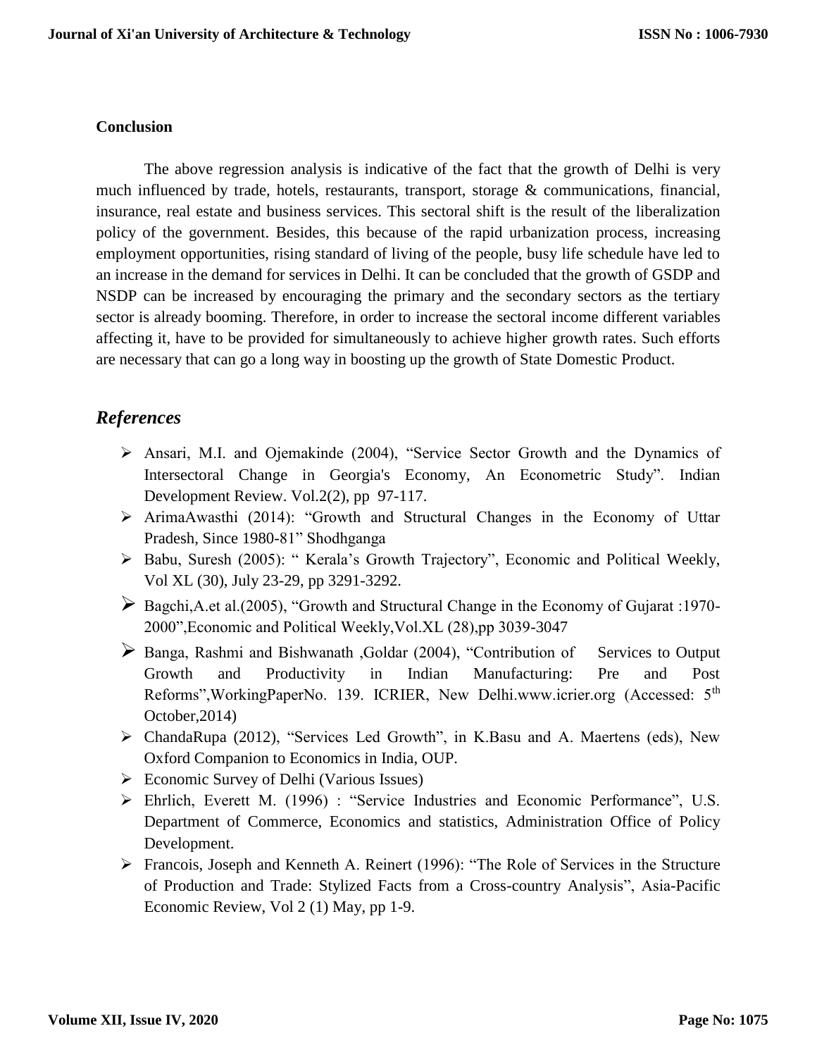## Conclusion

The above regression analysis is indicative of the fact that the growth of Delhi is very much influenced by trade, hotels, restaurants, transport, storage & communications, financial, insurance, real estate and business services. This sectoral shift is the result of the liberalization policy of the government. Besides, this because of the rapid urbanization process, increasing employment opportunities, rising standard of living of the people, busy life schedule have led to an increase in the demand for services in Delhi. It can be concluded that the growth of GSDP and NSDP can be increased by encouraging the primary and the secondary sectors as the tertiary sector is already booming. Therefore, in order to increase the sectoral income different variables affecting it, have to be provided for simultaneously to achieve higher growth rates. Such efforts are necessary that can go a long way in boosting up the growth of State Domestic Product.

## *References*

- Ansari, M.I. and Ojemakinde (2004), "Service Sector Growth and the Dynamics of Intersectoral Change in Georgia's Economy, An Econometric Study". Indian Development Review. Vol.2(2), pp 97-117.
- ArimaAwasthi (2014): "Growth and Structural Changes in the Economy of Uttar Pradesh, Since 1980-81" Shodhganga
- Babu, Suresh (2005): " Kerala's Growth Trajectory", Economic and Political Weekly, Vol XL (30), July 23-29, pp 3291-3292.
- Bagchi,A.et al.(2005), "Growth and Structural Change in the Economy of Gujarat :1970-2000",Economic and Political Weekly,Vol.XL (28),pp 3039-3047
- Banga, Rashmi and Bishwanath ,Goldar (2004), "Contribution of Services to Output Growth and Productivity in Indian Manufacturing: Pre and Post Reforms",WorkingPaperNo. 139. ICRIER, New Delhi.www.icrier.org (Accessed: 5th October,2014)
- ChandaRupa (2012), "Services Led Growth", in K.Basu and A. Maertens (eds), New Oxford Companion to Economics in India, OUP.
- Economic Survey of Delhi (Various Issues)
- Ehrlich, Everett M. (1996) : "Service Industries and Economic Performance", U.S. Department of Commerce, Economics and statistics, Administration Office of Policy Development.
- Francois, Joseph and Kenneth A. Reinert (1996): "The Role of Services in the Structure of Production and Trade: Stylized Facts from a Cross-country Analysis", Asia-Pacific Economic Review, Vol 2 (1) May, pp 1-9.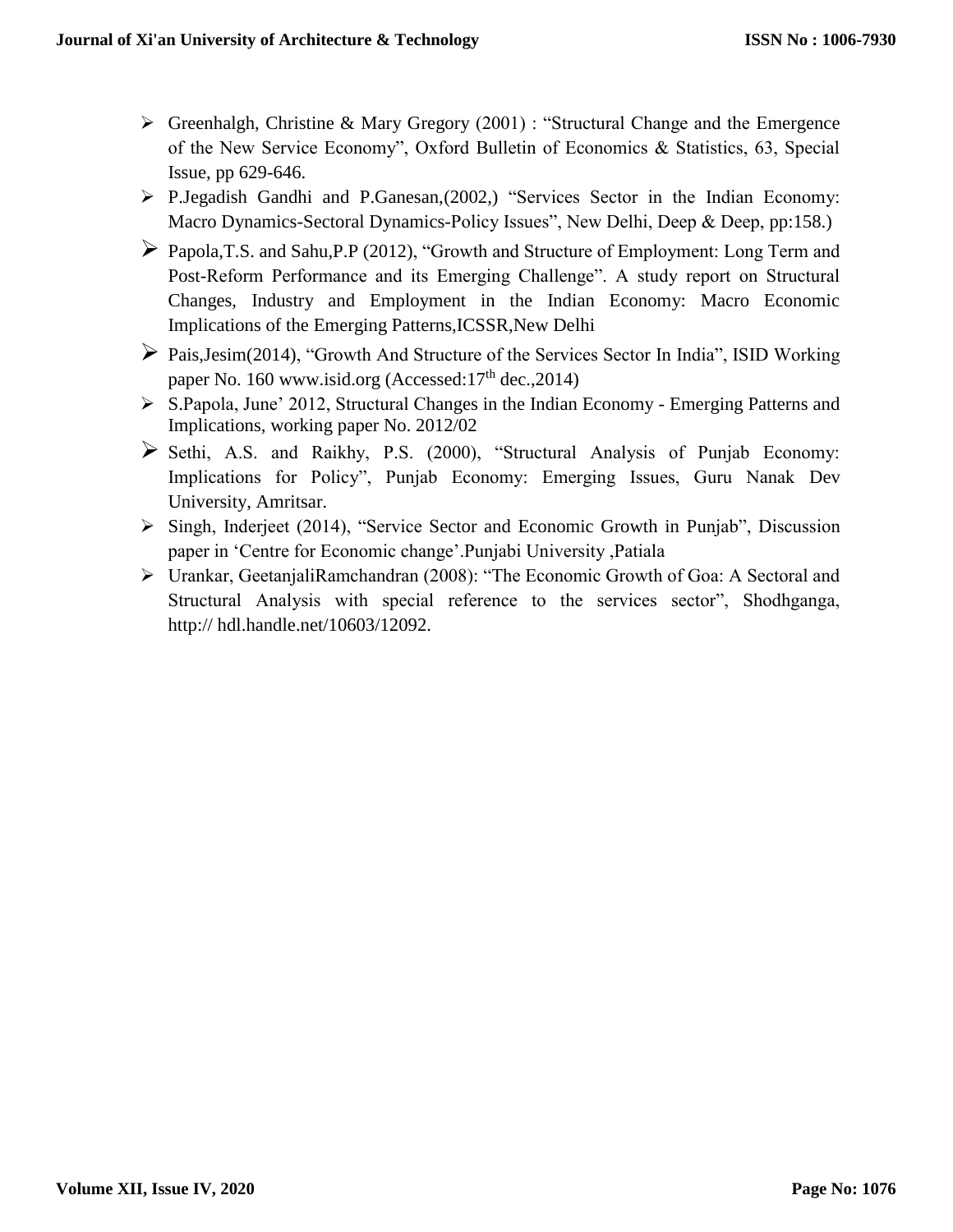- Greenhalgh, Christine & Mary Gregory (2001) : "Structural Change and the Emergence of the New Service Economy", Oxford Bulletin of Economics & Statistics, 63, Special Issue, pp 629-646.
- P.Jegadish Gandhi and P.Ganesan,(2002,) "Services Sector in the Indian Economy: Macro Dynamics-Sectoral Dynamics-Policy Issues", New Delhi, Deep & Deep, pp:158.)
- Papola,T.S. and Sahu,P.P (2012), "Growth and Structure of Employment: Long Term and Post-Reform Performance and its Emerging Challenge". A study report on Structural Changes, Industry and Employment in the Indian Economy: Macro Economic Implications of the Emerging Patterns,ICSSR,New Delhi
- Pais,Jesim(2014), "Growth And Structure of the Services Sector In India", ISID Working paper No. 160 www.isid.org (Accessed:17th dec.,2014)
- S.Papola, June' 2012, Structural Changes in the Indian Economy - Emerging Patterns and Implications, working paper No. 2012/02
- Sethi, A.S. and Raikhy, P.S. (2000), "Structural Analysis of Punjab Economy: Implications for Policy", Punjab Economy: Emerging Issues, Guru Nanak Dev University, Amritsar.
- Singh, Inderjeet (2014), "Service Sector and Economic Growth in Punjab", Discussion paper in 'Centre for Economic change'.Punjabi University ,Patiala
- Urankar, GeetanjaliRamchandran (2008): "The Economic Growth of Goa: A Sectoral and Structural Analysis with special reference to the services sector", Shodhganga, http:// hdl.handle.net/10603/12092.